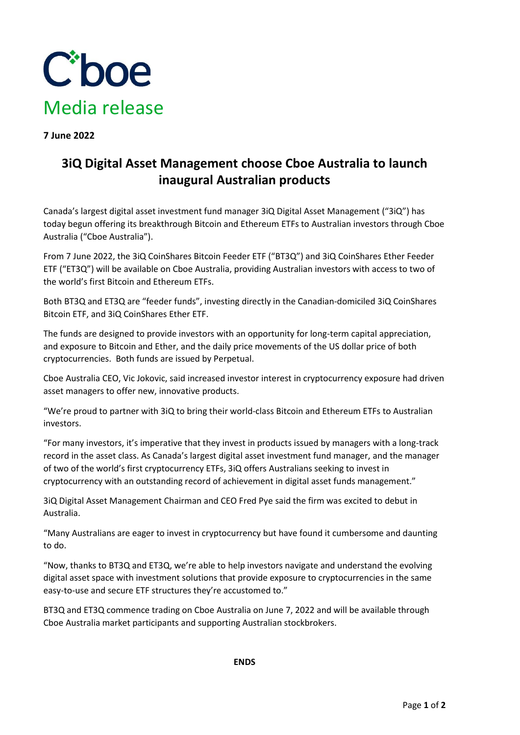Cboe

Media release

**7 June 2022**

# 3iQ Digital Asset Management choose Cboe Australia to launch inaugural Australian products

Canada's largest digital asset investment fund manager 3iQ Digital Asset Management ("3iQ") has today begun offering its breakthrough Bitcoin and Ethereum ETFs to Australian investors through Cboe Australia ("Cboe Australia").

From 7 June 2022, the 3iQ CoinShares Bitcoin Feeder ETF ("BT3Q") and 3iQ CoinShares Ether Feeder ETF ("ET3Q") will be available on Cboe Australia, providing Australian investors with access to two of the world's first Bitcoin and Ethereum ETFs.

Both BT3Q and ET3Q are "feeder funds", investing directly in the Canadian-domiciled 3iQ CoinShares Bitcoin ETF, and 3iQ CoinShares Ether ETF.

The funds are designed to provide investors with an opportunity for long-term capital appreciation, and exposure to Bitcoin and Ether, and the daily price movements of the US dollar price of both cryptocurrencies. Both funds are issued by Perpetual.

Cboe Australia CEO, Vic Jokovic, said increased investor interest in cryptocurrency exposure had driven asset managers to offer new, innovative products.

"We're proud to partner with 3iQ to bring their world-class Bitcoin and Ethereum ETFs to Australian investors.

"For many investors, it's imperative that they invest in products issued by managers with a long-track record in the asset class. As Canada's largest digital asset investment fund manager, and the manager of two of the world's first cryptocurrency ETFs, 3iQ offers Australians seeking to invest in cryptocurrency with an outstanding record of achievement in digital asset funds management."

3iQ Digital Asset Management Chairman and CEO Fred Pye said the firm was excited to debut in Australia.

"Many Australians are eager to invest in cryptocurrency but have found it cumbersome and daunting to do.

"Now, thanks to BT3Q and ET3Q, we're able to help investors navigate and understand the evolving digital asset space with investment solutions that provide exposure to cryptocurrencies in the same easy-to-use and secure ETF structures they're accustomed to."

BT3Q and ET3Q commence trading on Cboe Australia on June 7, 2022 and will be available through Cboe Australia market participants and supporting Australian stockbrokers.

**ENDS**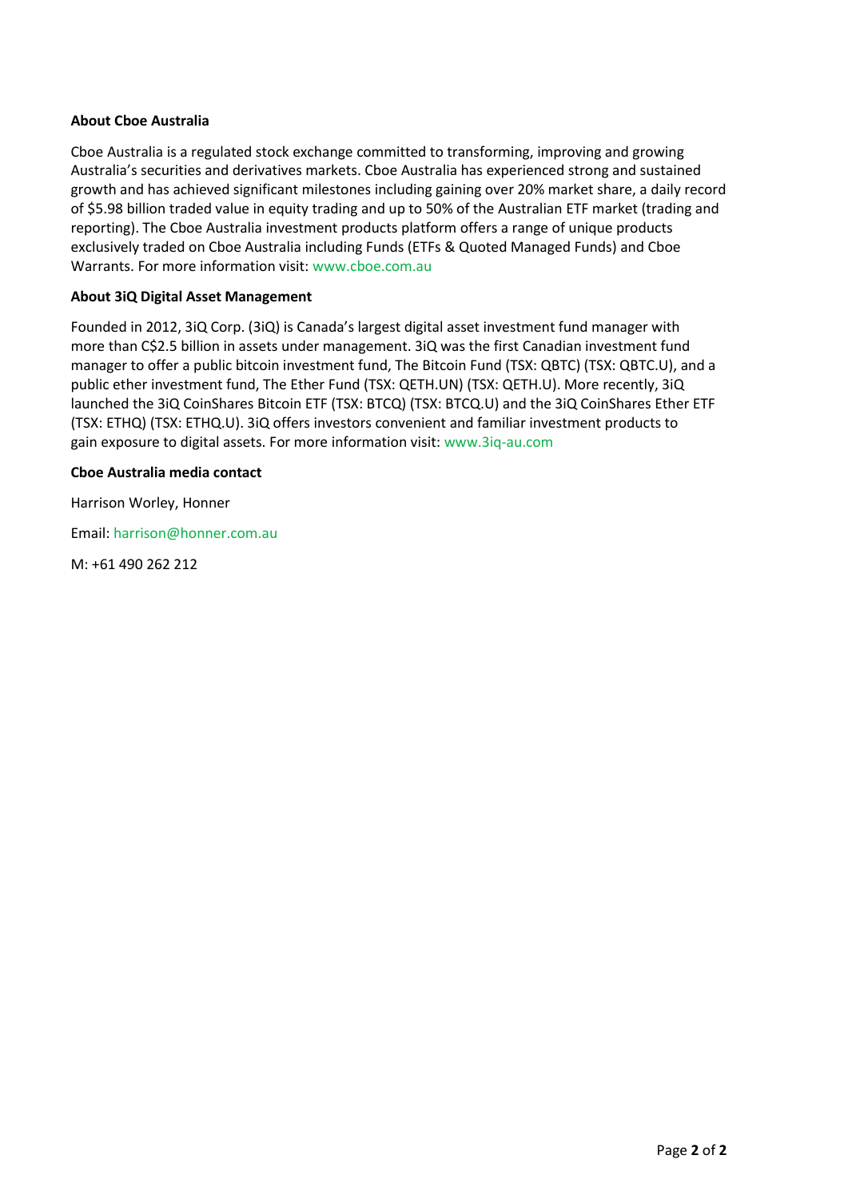**About Cboe Australia**

Cboe Australia is a regulated stock exchange committed to transforming, improving and growing Australia's securities and derivatives markets. Cboe Australia has experienced strong and sustained growth and has achieved significant milestones including gaining over 20% market share, a daily record of $5.98 billion traded value in equity trading and up to 50% of the Australian ETF market (trading and reporting). The Cboe Australia investment products platform offers a range of unique products exclusively traded on Cboe Australia including Funds (ETFs & Quoted Managed Funds) and Cboe Warrants. For more information visit: www.cboe.com.au

**About 3iQ Digital Asset Management**

Founded in 2012, 3iQ Corp. (3iQ) is Canada's largest digital asset investment fund manager with more than C$2.5 billion in assets under management. 3iQ was the first Canadian investment fund manager to offer a public bitcoin investment fund, The Bitcoin Fund (TSX: QBTC) (TSX: QBTC.U), and a public ether investment fund, The Ether Fund (TSX: QETH.UN) (TSX: QETH.U). More recently, 3iQ launched the 3iQ CoinShares Bitcoin ETF (TSX: BTCQ) (TSX: BTCQ.U) and the 3iQ CoinShares Ether ETF (TSX: ETHQ) (TSX: ETHQ.U). 3iQ offers investors convenient and familiar investment products to gain exposure to digital assets. For more information visit: www.3iq-au.com

**Cboe Australia media contact**

Harrison Worley, Honner

Email: harrison@honner.com.au

M: +61 490 262 212